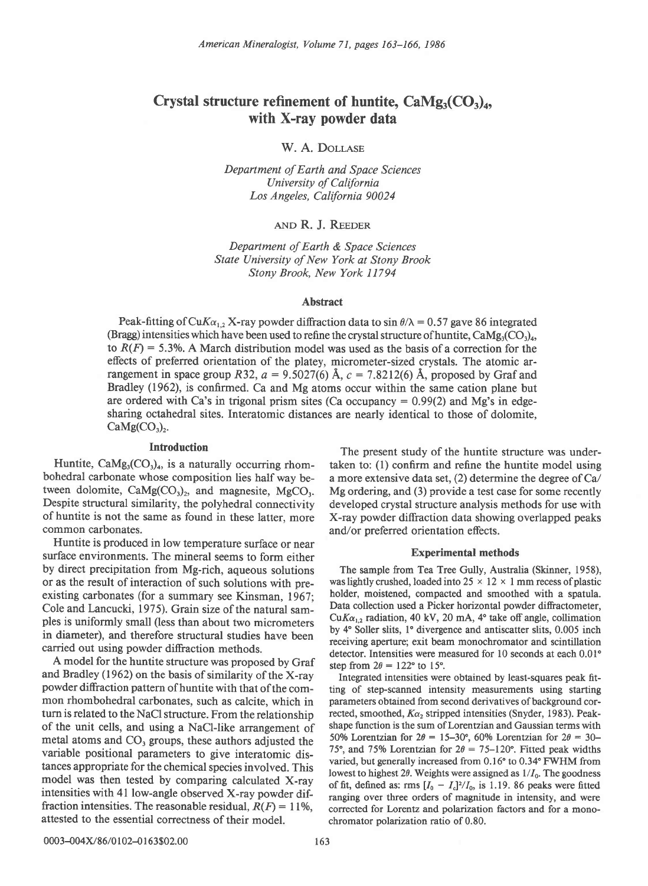# Crystal structure refinement of huntite, $CaMg_3(CO_3)_4$, with X-ray powder data

W. A. Dollase

*Department of Earth and Space Sciences*
*University of California*
*Los Angeles, California 90024*

and R. J. Reeder

*Department of Earth & Space Sciences*
*State University of New York at Stony Brook*
*Stony Brook, New York 11794*

## Abstract

Peak-fitting of $CuK\alpha_{1,2}$ X-ray powder diffraction data to $\sin\theta/\lambda = 0.57$ gave 86 integrated (Bragg) intensities which have been used to refine the crystal structure of huntite, $CaMg_3(CO_3)_4$, to $R(F) = 5.3\%$. A March distribution model was used as the basis of a correction for the effects of preferred orientation of the platey, micrometer-sized crystals. The atomic arrangement in space group $R32$, $a = 9.5027(6)$ Å, $c = 7.8212(6)$ Å, proposed by Graf and Bradley (1962), is confirmed. Ca and Mg atoms occur within the same cation plane but are ordered with Ca's in trigonal prism sites (Ca occupancy = 0.99(2) and Mg's in edge-sharing octahedral sites. Interatomic distances are nearly identical to those of dolomite, $CaMg(CO_3)_2$.

## Introduction

Huntite, $CaMg_3(CO_3)_4$, is a naturally occurring rhombohedral carbonate whose composition lies half way between dolomite, $CaMg(CO_3)_2$, and magnesite, $MgCO_3$. Despite structural similarity, the polyhedral connectivity of huntite is not the same as found in these latter, more common carbonates.

Huntite is produced in low temperature surface or near surface environments. The mineral seems to form either by direct precipitation from Mg-rich, aqueous solutions or as the result of interaction of such solutions with preexisting carbonates (for a summary see Kinsman, 1967; Cole and Lancucki, 1975). Grain size of the natural samples is uniformly small (less than about two micrometers in diameter), and therefore structural studies have been carried out using powder diffraction methods.

A model for the huntite structure was proposed by Graf and Bradley (1962) on the basis of similarity of the X-ray powder diffraction pattern of huntite with that of the common rhombohedral carbonates, such as calcite, which in turn is related to the NaCl structure. From the relationship of the unit cells, and using a NaCl-like arrangement of metal atoms and $CO_3$ groups, these authors adjusted the variable positional parameters to give interatomic distances appropriate for the chemical species involved. This model was then tested by comparing calculated X-ray intensities with 41 low-angle observed X-ray powder diffraction intensities. The reasonable residual, $R(F) = 11\%$, attested to the essential correctness of their model.

The present study of the huntite structure was undertaken to: (1) confirm and refine the huntite model using a more extensive data set, (2) determine the degree of Ca/Mg ordering, and (3) provide a test case for some recently developed crystal structure analysis methods for use with X-ray powder diffraction data showing overlapped peaks and/or preferred orientation effects.

## Experimental methods

The sample from Tea Tree Gully, Australia (Skinner, 1958), was lightly crushed, loaded into 25 × 12 × 1 mm recess of plastic holder, moistened, compacted and smoothed with a spatula. Data collection used a Picker horizontal powder diffractometer, $CuK\alpha_{1,2}$ radiation, 40 kV, 20 mA, 4° take off angle, collimation by 4° Soller slits, 1° divergence and antiscatter slits, 0.005 inch receiving aperture; exit beam monochromator and scintillation detector. Intensities were measured for 10 seconds at each 0.01° step from $2\theta = 122°$ to 15°.

Integrated intensities were obtained by least-squares peak fitting of step-scanned intensity measurements using starting parameters obtained from second derivatives of background corrected, smoothed, $K\alpha_2$ stripped intensities (Snyder, 1983). Peak-shape function is the sum of Lorentzian and Gaussian terms with 50% Lorentzian for $2\theta = 15$–30°, 60% Lorentzian for $2\theta = 30$–75°, and 75% Lorentzian for $2\theta = 75$–120°. Fitted peak widths varied, but generally increased from 0.16° to 0.34° FWHM from lowest to highest $2\theta$. Weights were assigned as $1/I_0$. The goodness of fit, defined as: rms $[I_0 - I_c]^2/I_0$, is 1.19. 86 peaks were fitted ranging over three orders of magnitude in intensity, and were corrected for Lorentz and polarization factors and for a monochromator polarization ratio of 0.80.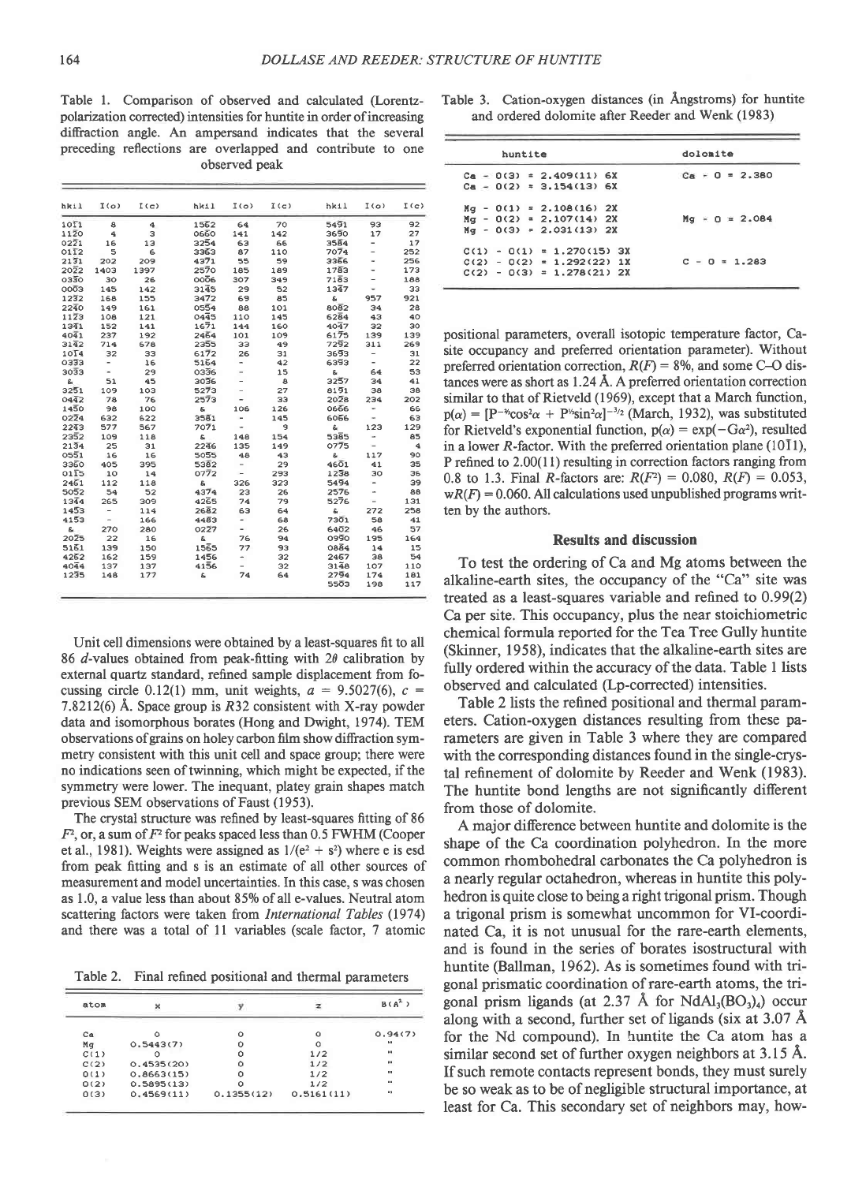Table 1. Comparison of observed and calculated (Lorentz-polarization corrected) intensities for huntite in order of increasing diffraction angle. An ampersand indicates that the several preceding reflections are overlapped and contribute to one observed peak

| hkil | I(o) | I(c) | hkil | I(o) | I(c) | hkil | I(o) | I(c) |
|---|---|---|---|---|---|---|---|---|
| 10$\bar{1}$1 | 8 | 4 | 15$\bar{6}$2 | 64 | 70 | 54$\bar{9}$1 | 93 | 92 |
| 11$\bar{2}$0 | 4 | 3 | 06$\bar{6}$0 | 141 | 142 | 36$\bar{9}$0 | 17 | 27 |
| 02$\bar{2}$1 | 16 | 13 | 32$\bar{5}$4 | 63 | 66 | 35$\bar{8}$4 | - | 17 |
| 01$\bar{1}$2 | 5 | 6 | 33$\bar{6}$3 | 87 | 110 | 70$\bar{7}$4 | - | 252 |
| 21$\bar{3}$1 | 202 | 209 | 43$\bar{7}$1 | 55 | 59 | 33$\bar{6}$6 | - | 256 |
| 20$\bar{2}$2 | 1403 | 1397 | 25$\bar{7}$0 | 185 | 189 | 17$\bar{8}$3 | - | 173 |
| 03$\bar{3}$0 | 30 | 26 | 00$\bar{0}$6 | 307 | 349 | 71$\bar{8}$3 | - | 188 |
| 00$\bar{0}$3 | 145 | 142 | 31$\bar{4}$5 | 29 | 52 | 13$\bar{4}$7 | - | 33 |
| 12$\bar{3}$2 | 168 | 155 | 34$\bar{7}$2 | 69 | 85 | & | 957 | 921 |
| 22$\bar{4}$0 | 149 | 161 | 05$\bar{5}$4 | 88 | 101 | 80$\bar{8}$2 | 34 | 28 |
| 11$\bar{2}$3 | 108 | 121 | 04$\bar{4}$5 | 110 | 145 | 62$\bar{8}$4 | 43 | 40 |
| 13$\bar{4}$1 | 152 | 141 | 16$\bar{7}$1 | 144 | 160 | 40$\bar{4}$7 | 32 | 30 |
| 40$\bar{4}$1 | 237 | 192 | 24$\bar{6}$4 | 101 | 109 | 61$\bar{7}$5 | 139 | 139 |
| 31$\bar{4}$2 | 714 | 678 | 23$\bar{5}$5 | 33 | 49 | 72$\bar{9}$2 | 311 | 269 |
| 10$\bar{1}$4 | 32 | 33 | 61$\bar{7}$2 | 26 | 31 | 36$\bar{9}$3 | - | 31 |
| 03$\bar{3}$3 | - | 16 | 51$\bar{6}$4 | - | 42 | 63$\bar{9}$3 | - | 22 |
| 30$\bar{3}$3 | - | 29 | 03$\bar{3}$6 | - | 15 | & | 64 | 53 |
| & | 51 | 45 | 30$\bar{3}$6 | - | 8 | 32$\bar{5}$7 | 34 | 41 |
| 32$\bar{5}$1 | 109 | 103 | 52$\bar{7}$3 | - | 27 | 81$\bar{9}$1 | 38 | 38 |
| 04$\bar{4}$2 | 78 | 76 | 25$\bar{7}$3 | - | 33 | 20$\bar{2}$8 | 234 | 202 |
| 14$\bar{5}$0 | 98 | 100 | & | 106 | 126 | 06$\bar{6}$6 | - | 66 |
| 02$\bar{2}$4 | 632 | 622 | 35$\bar{8}$1 | - | 145 | 60$\bar{6}$6 | - | 63 |
| 22$\bar{4}$3 | 577 | 567 | 70$\bar{7}$1 | - | 9 | & | 123 | 129 |
| 23$\bar{5}$2 | 109 | 118 | & | 148 | 154 | 53$\bar{8}$5 | - | 85 |
| 21$\bar{3}$4 | 25 | 31 | 22$\bar{4}$6 | 135 | 149 | 07$\bar{7}$5 | - | 4 |
| 05$\bar{5}$1 | 16 | 16 | 50$\bar{5}$5 | 48 | 43 | & | 117 | 90 |
| 33$\bar{6}$0 | 405 | 395 | 53$\bar{8}$2 | - | 29 | 46$\bar{0}$1 | 41 | 35 |
| 01$\bar{1}$5 | 10 | 14 | 07$\bar{7}$2 | - | 293 | 12$\bar{3}$8 | 30 | 36 |
| 24$\bar{6}$1 | 112 | 118 | & | 326 | 323 | 54$\bar{9}$4 | - | 39 |
| 50$\bar{5}$2 | 54 | 52 | 43$\bar{7}$4 | 23 | 26 | 25$\bar{7}$6 | - | 88 |
| 13$\bar{4}$4 | 265 | 309 | 42$\bar{6}$5 | 74 | 79 | 52$\bar{7}$6 | - | 131 |
| 14$\bar{5}$3 | - | 114 | 26$\bar{8}$2 | 63 | 64 | & | 272 | 258 |
| 41$\bar{5}$3 | - | 166 | 44$\bar{8}$3 | - | 68 | 73$\bar{0}$1 | 58 | 41 |
| & | 270 | 280 | 02$\bar{2}$7 | - | 26 | 64$\bar{0}$2 | 46 | 57 |
| 20$\bar{2}$5 | 22 | 16 | & | 76 | 94 | 09$\bar{5}$0 | 195 | 164 |
| 51$\bar{6}$1 | 139 | 150 | 15$\bar{6}$5 | 77 | 93 | 08$\bar{8}$4 | 14 | 15 |
| 42$\bar{5}$2 | 162 | 159 | 14$\bar{5}$6 | - | 32 | 24$\bar{6}$7 | 38 | 54 |
| 40$\bar{4}$4 | 137 | 137 | 41$\bar{5}$6 | - | 32 | 31$\bar{4}$8 | 107 | 110 |
| 12$\bar{3}$5 | 148 | 177 | & | 74 | 64 | 27$\bar{9}$4 | 174 | 181 |
| | | | | | | 55$\bar{0}$3 | 198 | 117 |

Unit cell dimensions were obtained by a least-squares fit to all 86 $d$-values obtained from peak-fitting with $2\theta$ calibration by external quartz standard, refined sample displacement from focussing circle 0.12(1) mm, unit weights, $a$ = 9.5027(6), $c$ = 7.8212(6) Å. Space group is $R32$ consistent with X-ray powder data and isomorphous borates (Hong and Dwight, 1974). TEM observations of grains on holey carbon film show diffraction symmetry consistent with this unit cell and space group; there were no indications seen of twinning, which might be expected, if the symmetry were lower. The inequant, platey grain shapes match previous SEM observations of Faust (1953).

The crystal structure was refined by least-squares fitting of 86 $F^2$, or, a sum of $F^2$ for peaks spaced less than 0.5 FWHM (Cooper et al., 1981). Weights were assigned as $1/(e^2 + s^2)$ where e is esd from peak fitting and s is an estimate of all other sources of measurement and model uncertainties. In this case, s was chosen as 1.0, a value less than about 85% of all e-values. Neutral atom scattering factors were taken from *International Tables* (1974) and there was a total of 11 variables (scale factor, 7 atomic positional parameters, overall isotopic temperature factor, Ca-site occupancy and preferred orientation parameter). Without preferred orientation correction, $R(F)$ = 8%, and some C–O distances were as short as 1.24 Å. A preferred orientation correction similar to that of Rietveld (1969), except that a March function, $p(\alpha) = [P^{-3}\cos^2\alpha + P^{3/2}\sin^2\alpha]^{-3/2}$ (March, 1932), was substituted for Rietveld's exponential function, $p(\alpha) = \exp(-G\alpha^2)$, resulted in a lower $R$-factor. With the preferred orientation plane (10$\bar{1}$1), P refined to 2.00(11) resulting in correction factors ranging from 0.8 to 1.3. Final $R$-factors are: $R(F^2)$ = 0.080, $R(F)$ = 0.053, $wR(F)$ = 0.060. All calculations used unpublished programs written by the authors.

Table 2. Final refined positional and thermal parameters

| atom | x | y | z | B(Å$^2$) |
|---|---|---|---|---|
| Ca | 0 | 0 | 0 | 0.94(7) |
| Mg | 0.5443(7) | 0 | 0 | " |
| C(1) | 0 | 0 | 1/2 | " |
| C(2) | 0.4535(20) | 0 | 1/2 | " |
| O(1) | 0.8663(15) | 0 | 1/2 | " |
| O(2) | 0.5895(13) | 0 | 1/2 | " |
| O(3) | 0.4569(11) | 0.1355(12) | 0.5161(11) | " |

Table 3. Cation-oxygen distances (in Ångstroms) for huntite and ordered dolomite after Reeder and Wenk (1983)

| huntite | dolomite |
|---|---|
| Ca - O(3) = 2.409(11) 6X | Ca - O = 2.380 |
| Ca - O(2) = 3.154(13) 6X | |
| Mg - O(1) = 2.108(16) 2X | Mg - O = 2.084 |
| Mg - O(2) = 2.107(14) 2X | |
| Mg - O(3) = 2.031(13) 2X | |
| C(1) - O(1) = 1.270(15) 3X | C - O = 1.283 |
| C(2) - O(2) = 1.292(22) 1X | |
| C(2) - O(3) = 1.278(21) 2X | |

## Results and discussion

To test the ordering of Ca and Mg atoms between the alkaline-earth sites, the occupancy of the "Ca" site was treated as a least-squares variable and refined to 0.99(2) Ca per site. This occupancy, plus the near stoichiometric chemical formula reported for the Tea Tree Gully huntite (Skinner, 1958), indicates that the alkaline-earth sites are fully ordered within the accuracy of the data. Table 1 lists observed and calculated (Lp-corrected) intensities.

Table 2 lists the refined positional and thermal parameters. Cation-oxygen distances resulting from these parameters are given in Table 3 where they are compared with the corresponding distances found in the single-crystal refinement of dolomite by Reeder and Wenk (1983). The huntite bond lengths are not significantly different from those of dolomite.

A major difference between huntite and dolomite is the shape of the Ca coordination polyhedron. In the more common rhombohedral carbonates the Ca polyhedron is a nearly regular octahedron, whereas in huntite this polyhedron is quite close to being a right trigonal prism. Though a trigonal prism is somewhat uncommon for VI-coordinated Ca, it is not unusual for the rare-earth elements, and is found in the series of borates isostructural with huntite (Ballman, 1962). As is sometimes found with trigonal prismatic coordination of rare-earth atoms, the trigonal prism ligands (at 2.37 Å for $NdAl_3(BO_3)_4$) occur along with a second, further set of ligands (six at 3.07 Å for the Nd compound). In huntite the Ca atom has a similar second set of further oxygen neighbors at 3.15 Å. If such remote contacts represent bonds, they must surely be so weak as to be of negligible structural importance, at least for Ca. This secondary set of neighbors may, how-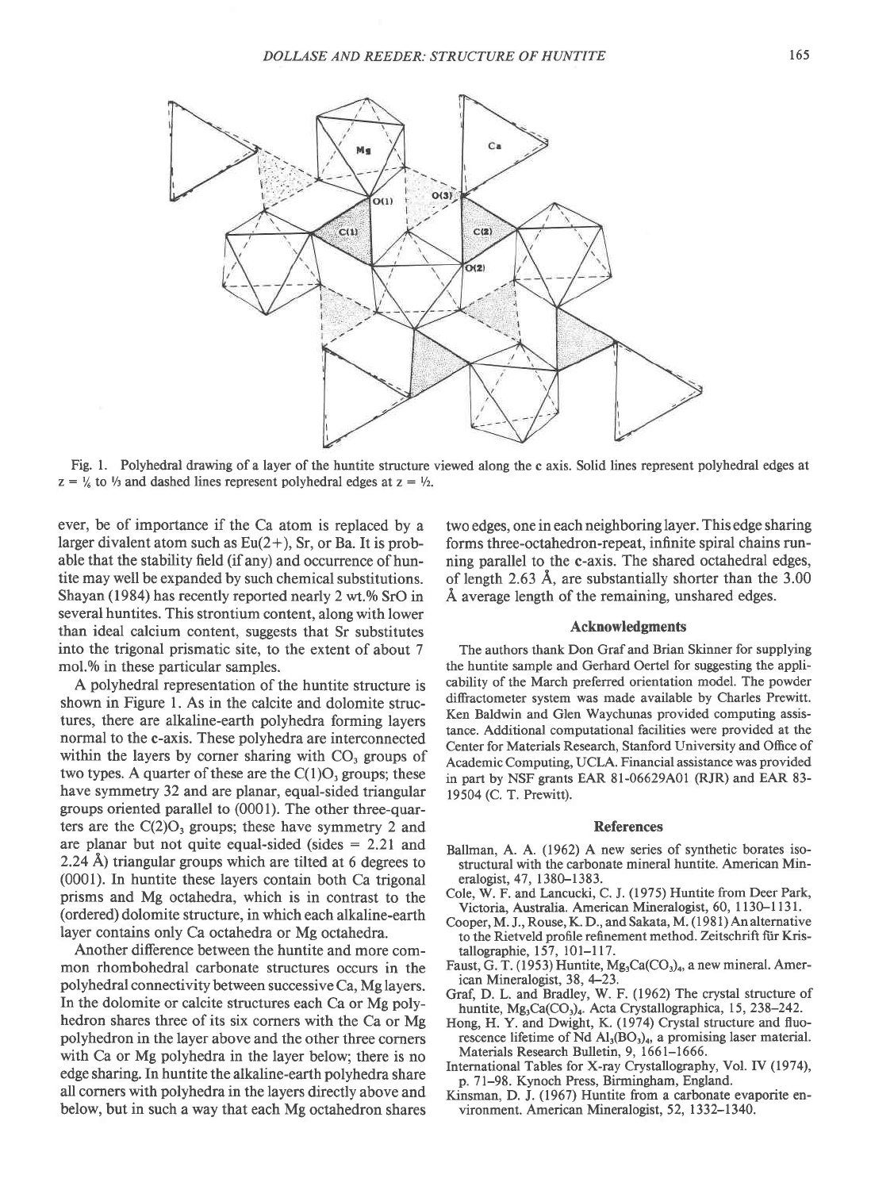Fig. 1. Polyhedral drawing of a layer of the huntite structure viewed along the c axis. Solid lines represent polyhedral edges at $z = \frac{1}{6}$ to $\frac{1}{3}$ and dashed lines represent polyhedral edges at $z = \frac{1}{2}$.

ever, be of importance if the Ca atom is replaced by a larger divalent atom such as Eu(2+), Sr, or Ba. It is probable that the stability field (if any) and occurrence of huntite may well be expanded by such chemical substitutions. Shayan (1984) has recently reported nearly 2 wt.% SrO in several huntites. This strontium content, along with lower than ideal calcium content, suggests that Sr substitutes into the trigonal prismatic site, to the extent of about 7 mol.% in these particular samples.

A polyhedral representation of the huntite structure is shown in Figure 1. As in the calcite and dolomite structures, there are alkaline-earth polyhedra forming layers normal to the c-axis. These polyhedra are interconnected within the layers by corner sharing with $CO_3$ groups of two types. A quarter of these are the $C(1)O_3$ groups; these have symmetry 32 and are planar, equal-sided triangular groups oriented parallel to (0001). The other three-quarters are the $C(2)O_3$ groups; these have symmetry 2 and are planar but not quite equal-sided (sides = 2.21 and 2.24 Å) triangular groups which are tilted at 6 degrees to (0001). In huntite these layers contain both Ca trigonal prisms and Mg octahedra, which is in contrast to the (ordered) dolomite structure, in which each alkaline-earth layer contains only Ca octahedra or Mg octahedra.

Another difference between the huntite and more common rhombohedral carbonate structures occurs in the polyhedral connectivity between successive Ca, Mg layers. In the dolomite or calcite structures each Ca or Mg polyhedron shares three of its six corners with the Ca or Mg polyhedron in the layer above and the other three corners with Ca or Mg polyhedra in the layer below; there is no edge sharing. In huntite the alkaline-earth polyhedra share all corners with polyhedra in the layers directly above and below, but in such a way that each Mg octahedron shares two edges, one in each neighboring layer. This edge sharing forms three-octahedron-repeat, infinite spiral chains running parallel to the c-axis. The shared octahedral edges, of length 2.63 Å, are substantially shorter than the 3.00 Å average length of the remaining, unshared edges.

## Acknowledgments

The authors thank Don Graf and Brian Skinner for supplying the huntite sample and Gerhard Oertel for suggesting the applicability of the March preferred orientation model. The powder diffractometer system was made available by Charles Prewitt. Ken Baldwin and Glen Waychunas provided computing assistance. Additional computational facilities were provided at the Center for Materials Research, Stanford University and Office of Academic Computing, UCLA. Financial assistance was provided in part by NSF grants EAR 81-06629A01 (RJR) and EAR 83-19504 (C. T. Prewitt).

## References

Ballman, A. A. (1962) A new series of synthetic borates isostructural with the carbonate mineral huntite. American Mineralogist, 47, 1380–1383.

Cole, W. F. and Lancucki, C. J. (1975) Huntite from Deer Park, Victoria, Australia. American Mineralogist, 60, 1130–1131.

Cooper, M. J., Rouse, K. D., and Sakata, M. (1981) An alternative to the Rietveld profile refinement method. Zeitschrift für Kristallographie, 157, 101–117.

Faust, G. T. (1953) Huntite, $Mg_3Ca(CO_3)_4$, a new mineral. American Mineralogist, 38, 4–23.

Graf, D. L. and Bradley, W. F. (1962) The crystal structure of huntite, $Mg_3Ca(CO_3)_4$. Acta Crystallographica, 15, 238–242.

Hong, H. Y. and Dwight, K. (1974) Crystal structure and fluorescence lifetime of Nd $Al_3(BO_3)_4$, a promising laser material. Materials Research Bulletin, 9, 1661–1666.

International Tables for X-ray Crystallography, Vol. IV (1974), p. 71–98. Kynoch Press, Birmingham, England.

Kinsman, D. J. (1967) Huntite from a carbonate evaporite environment. American Mineralogist, 52, 1332–1340.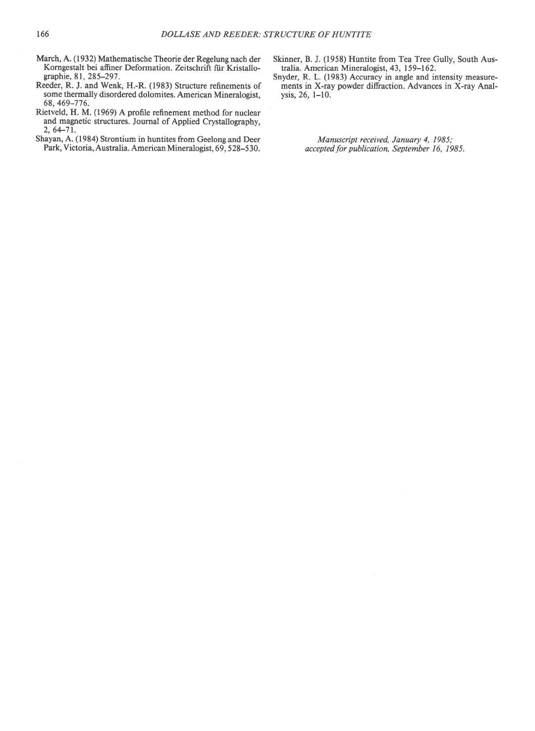March, A. (1932) Mathematische Theorie der Regelung nach der Korngestalt bei affiner Deformation. Zeitschrift für Kristallographie, 81, 285–297.

Reeder, R. J. and Wenk, H.-R. (1983) Structure refinements of some thermally disordered dolomites. American Mineralogist, 68, 469–776.

Rietveld, H. M. (1969) A profile refinement method for nuclear and magnetic structures. Journal of Applied Crystallography, 2, 64–71.

Shayan, A. (1984) Strontium in huntites from Geelong and Deer Park, Victoria, Australia. American Mineralogist, 69, 528–530.

Skinner, B. J. (1958) Huntite from Tea Tree Gully, South Australia. American Mineralogist, 43, 159–162.

Snyder, R. L. (1983) Accuracy in angle and intensity measurements in X-ray powder diffraction. Advances in X-ray Analysis, 26, 1–10.

*Manuscript received, January 4, 1985;*
*accepted for publication, September 16, 1985.*